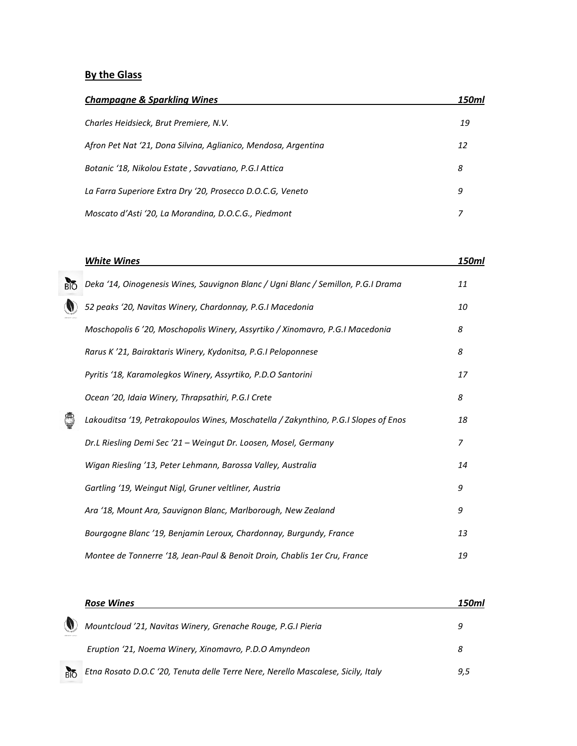## By the Glass

| *Champagne & Sparkling Wines* | *150ml* |
|---|---|
| *Charles Heidsieck, Brut Premiere, N.V.* | *19* |
| *Afron Pet Nat '21, Dona Silvina, Aglianico, Mendosa, Argentina* | *12* |
| *Botanic '18, Nikolou Estate , Savvatiano, P.G.I Attica* | *8* |
| *La Farra Superiore Extra Dry '20, Prosecco D.O.C.G, Veneto* | *9* |
| *Moscato d'Asti '20, La Morandina, D.O.C.G., Piedmont* | *7* |

| *White Wines* | *150ml* |
|---|---|
| *Deka '14, Oinogenesis Wines, Sauvignon Blanc / Ugni Blanc / Semillon, P.G.I Drama* | *11* |
| *52 peaks '20, Navitas Winery, Chardonnay, P.G.I Macedonia* | *10* |
| *Moschopolis 6 '20, Moschopolis Winery, Assyrtiko / Xinomavro, P.G.I Macedonia* | *8* |
| *Rarus K '21, Bairaktaris Winery, Kydonitsa, P.G.I Peloponnese* | *8* |
| *Pyritis '18, Karamolegkos Winery, Assyrtiko, P.D.O Santorini* | *17* |
| *Ocean '20, Idaia Winery, Thrapsathiri, P.G.I Crete* | *8* |
| *Lakouditsa '19, Petrakopoulos Wines, Moschatella / Zakynthino, P.G.I Slopes of Enos* | *18* |
| *Dr.L Riesling Demi Sec '21 – Weingut Dr. Loosen, Mosel, Germany* | *7* |
| *Wigan Riesling '13, Peter Lehmann, Barossa Valley, Australia* | *14* |
| *Gartling '19, Weingut Nigl, Gruner veltliner, Austria* | *9* |
| *Ara '18, Mount Ara, Sauvignon Blanc, Marlborough, New Zealand* | *9* |
| *Bourgogne Blanc '19, Benjamin Leroux, Chardonnay, Burgundy, France* | *13* |
| *Montee de Tonnerre '18, Jean-Paul & Benoit Droin, Chablis 1er Cru, France* | *19* |

| *Rose Wines* | *150ml* |
|---|---|
| *Mountcloud '21, Navitas Winery, Grenache Rouge, P.G.I Pieria* | *9* |
| *Eruption '21, Noema Winery, Xinomavro, P.D.O Amyndeon* | *8* |
| *Etna Rosato D.O.C '20, Tenuta delle Terre Nere, Nerello Mascalese, Sicily, Italy* | *9,5* |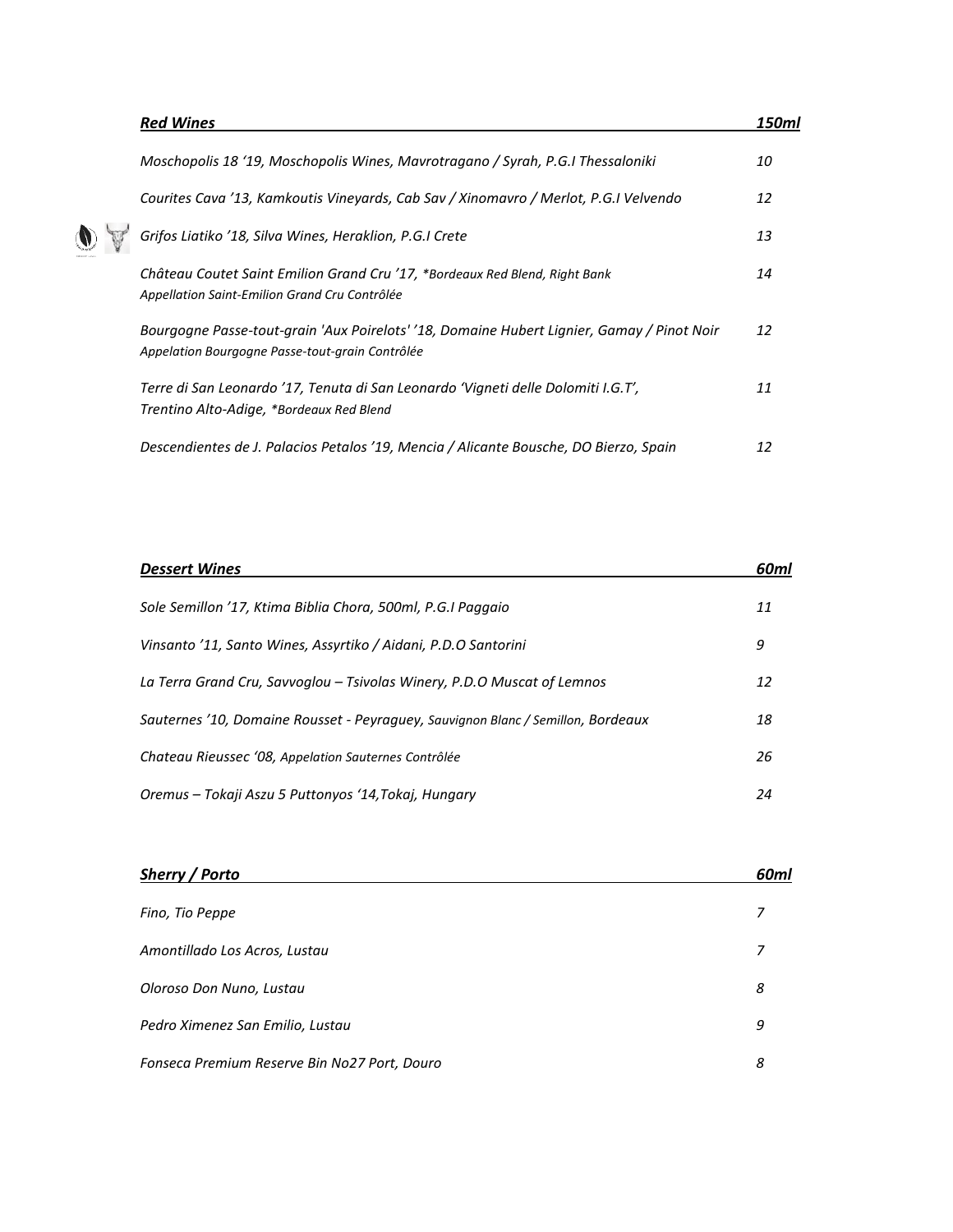| ***Red Wines*** | ***150ml*** |
| --- | --- |
| *Moschopolis 18 ‘19, Moschopolis Wines, Mavrotragano / Syrah, P.G.I Thessaloniki* | *10* |
| *Courites Cava ’13, Kamkoutis Vineyards, Cab Sav / Xinomavro / Merlot, P.G.I Velvendo* | *12* |
| *Grifos Liatiko ’18, Silva Wines, Heraklion, P.G.I Crete* | *13* |
| *Château Coutet Saint Emilion Grand Cru ’17, *Bordeaux Red Blend, Right Bank* <br> *Appellation Saint-Emilion Grand Cru Contrôlée* | *14* |
| *Bourgogne Passe-tout-grain 'Aux Poirelots' ’18, Domaine Hubert Lignier, Gamay / Pinot Noir* <br> *Appelation Bourgogne Passe-tout-grain Contrôlée* | *12* |
| *Terre di San Leonardo ’17, Tenuta di San Leonardo ‘Vigneti delle Dolomiti I.G.T’,* <br> *Trentino Alto-Adige, *Bordeaux Red Blend* | *11* |
| *Descendientes de J. Palacios Petalos ’19, Mencia / Alicante Bousche, DO Bierzo, Spain* | *12* |

| ***Dessert Wines*** | ***60ml*** |
| --- | --- |
| *Sole Semillon ’17, Ktima Biblia Chora, 500ml, P.G.I Paggaio* | *11* |
| *Vinsanto ’11, Santo Wines, Assyrtiko / Aidani, P.D.O Santorini* | *9* |
| *La Terra Grand Cru, Savvoglou – Tsivolas Winery, P.D.O Muscat of Lemnos* | *12* |
| *Sauternes ’10, Domaine Rousset - Peyraguey, Sauvignon Blanc / Semillon, Bordeaux* | *18* |
| *Chateau Rieussec ‘08, Appelation Sauternes Contrôlée* | *26* |
| *Oremus – Tokaji Aszu 5 Puttonyos ‘14,Tokaj, Hungary* | *24* |

| ***Sherry / Porto*** | ***60ml*** |
| --- | --- |
| *Fino, Tio Peppe* | *7* |
| *Amontillado Los Acros, Lustau* | *7* |
| *Oloroso Don Nuno, Lustau* | *8* |
| *Pedro Ximenez San Emilio, Lustau* | *9* |
| *Fonseca Premium Reserve Bin No27 Port, Douro* | *8* |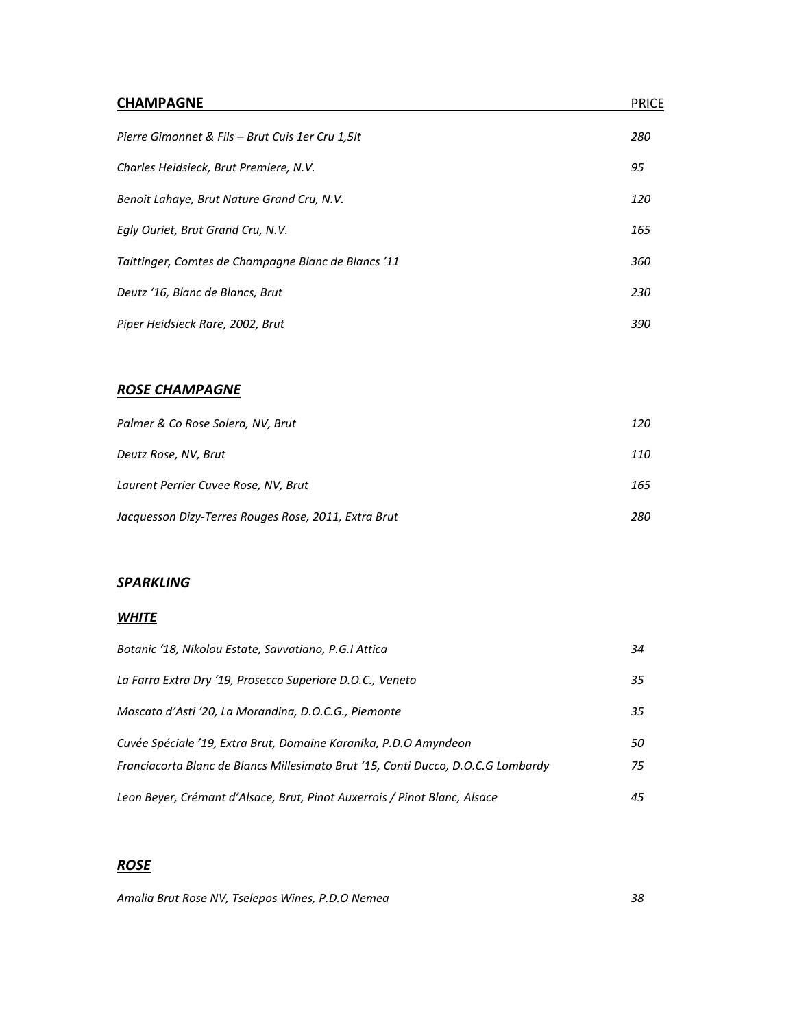| **CHAMPAGNE** | PRICE |
|---|---|
| *Pierre Gimonnet & Fils – Brut Cuis 1er Cru 1,5lt* | *280* |
| *Charles Heidsieck, Brut Premiere, N.V.* | *95* |
| *Benoit Lahaye, Brut Nature Grand Cru, N.V.* | *120* |
| *Egly Ouriet, Brut Grand Cru, N.V.* | *165* |
| *Taittinger, Comtes de Champagne Blanc de Blancs '11* | *360* |
| *Deutz '16, Blanc de Blancs, Brut* | *230* |
| *Piper Heidsieck Rare, 2002, Brut* | *390* |

## ***ROSE CHAMPAGNE***

| | |
|---|---|
| *Palmer & Co Rose Solera, NV, Brut* | *120* |
| *Deutz Rose, NV, Brut* | *110* |
| *Laurent Perrier Cuvee Rose, NV, Brut* | *165* |
| *Jacquesson Dizy-Terres Rouges Rose, 2011, Extra Brut* | *280* |

## ***SPARKLING***

### ***WHITE***

| | |
|---|---|
| *Botanic '18, Nikolou Estate, Savvatiano, P.G.I Attica* | *34* |
| *La Farra Extra Dry '19, Prosecco Superiore D.O.C., Veneto* | *35* |
| *Moscato d'Asti '20, La Morandina, D.O.C.G., Piemonte* | *35* |
| *Cuvée Spéciale '19, Extra Brut, Domaine Karanika, P.D.O Amyndeon* | *50* |
| *Franciacorta Blanc de Blancs Millesimato Brut '15, Conti Ducco, D.O.C.G Lombardy* | *75* |
| *Leon Beyer, Crémant d'Alsace, Brut, Pinot Auxerrois / Pinot Blanc, Alsace* | *45* |

### ***ROSE***

| | |
|---|---|
| *Amalia Brut Rose NV, Tselepos Wines, P.D.O Nemea* | *38* |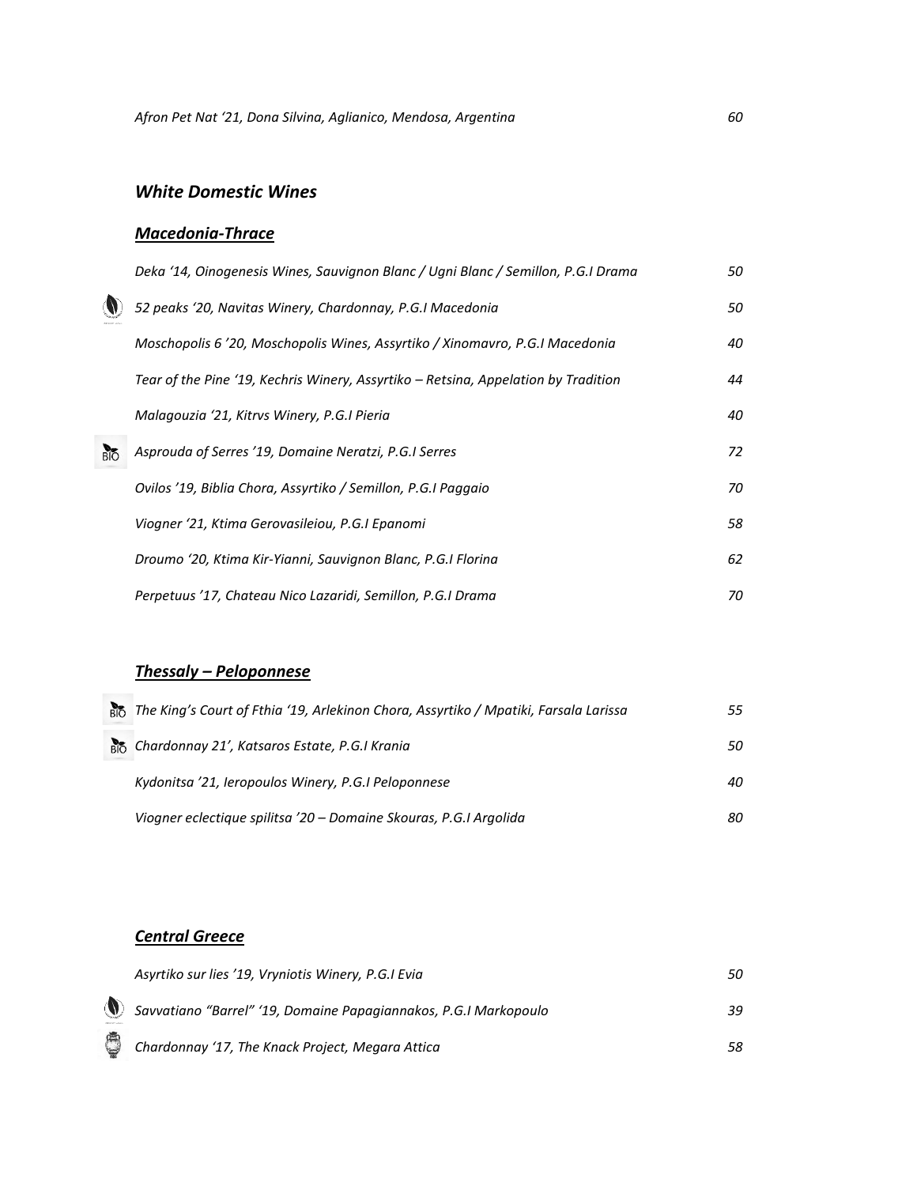*Afron Pet Nat '21, Dona Silvina, Aglianico, Mendosa, Argentina* 60

## ***White Domestic Wines***

### ***<u>Macedonia-Thrace</u>***

| | |
|---|---|
| *Deka '14, Oinogenesis Wines, Sauvignon Blanc / Ugni Blanc / Semillon, P.G.I Drama* | *50* |
| *52 peaks '20, Navitas Winery, Chardonnay, P.G.I Macedonia* | *50* |
| *Moschopolis 6 '20, Moschopolis Wines, Assyrtiko / Xinomavro, P.G.I Macedonia* | *40* |
| *Tear of the Pine '19, Kechris Winery, Assyrtiko – Retsina, Appelation by Tradition* | *44* |
| *Malagouzia '21, Kitrvs Winery, P.G.I Pieria* | *40* |
| *Asprouda of Serres '19, Domaine Neratzi, P.G.I Serres* | *72* |
| *Ovilos '19, Biblia Chora, Assyrtiko / Semillon, P.G.I Paggaio* | *70* |
| *Viogner '21, Ktima Gerovasileiou, P.G.I Epanomi* | *58* |
| *Droumo '20, Ktima Kir-Yianni, Sauvignon Blanc, P.G.I Florina* | *62* |
| *Perpetuus '17, Chateau Nico Lazaridi, Semillon, P.G.I Drama* | *70* |

### ***<u>Thessaly – Peloponnese</u>***

| | |
|---|---|
| *The King's Court of Fthia '19, Arlekinon Chora, Assyrtiko / Mpatiki, Farsala Larissa* | *55* |
| *Chardonnay 21', Katsaros Estate, P.G.I Krania* | *50* |
| *Kydonitsa '21, Ieropoulos Winery, P.G.I Peloponnese* | *40* |
| *Viogner eclectique spilitsa '20 – Domaine Skouras, P.G.I Argolida* | *80* |

### ***<u>Central Greece</u>***

| | |
|---|---|
| *Asyrtiko sur lies '19, Vryniotis Winery, P.G.I Evia* | *50* |
| *Savvatiano "Barrel" '19, Domaine Papagiannakos, P.G.I Markopoulo* | *39* |
| *Chardonnay '17, The Knack Project, Megara Attica* | *58* |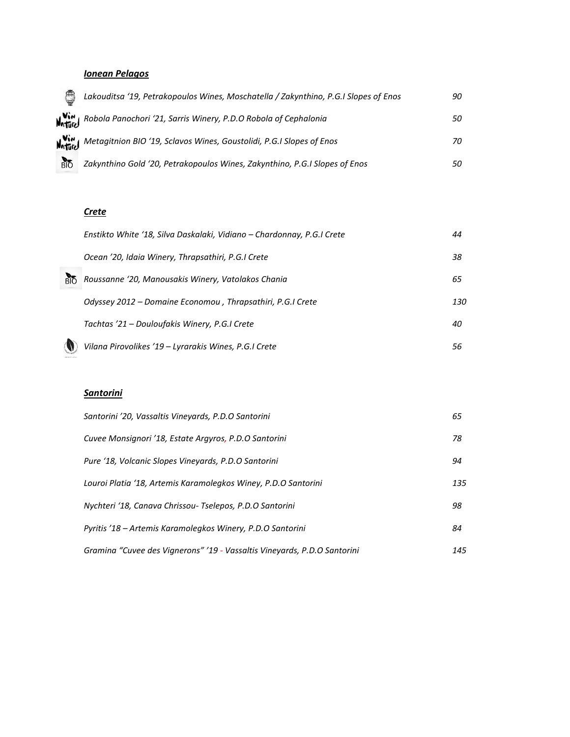***Ionean Pelagos***

| | |
|---|---|
| *Lakouditsa '19, Petrakopoulos Wines, Moschatella / Zakynthino, P.G.I Slopes of Enos* | *90* |
| *Robola Panochori '21, Sarris Winery, P.D.O Robola of Cephalonia* | *50* |
| *Metagitnion BIO '19, Sclavos Wines, Goustolidi, P.G.I Slopes of Enos* | *70* |
| *Zakynthino Gold '20, Petrakopoulos Wines, Zakynthino, P.G.I Slopes of Enos* | *50* |

***Crete***

| | |
|---|---|
| *Enstikto White '18, Silva Daskalaki, Vidiano – Chardonnay, P.G.I Crete* | *44* |
| *Ocean '20, Idaia Winery, Thrapsathiri, P.G.I Crete* | *38* |
| *Roussanne '20, Manousakis Winery, Vatolakos Chania* | *65* |
| *Odyssey 2012 – Domaine Economou , Thrapsathiri, P.G.I Crete* | *130* |
| *Tachtas '21 – Douloufakis Winery, P.G.I Crete* | *40* |
| *Vilana Pirovolikes '19 – Lyrarakis Wines, P.G.I Crete* | *56* |

***Santorini***

| | |
|---|---|
| *Santorini '20, Vassaltis Vineyards, P.D.O Santorini* | *65* |
| *Cuvee Monsignori '18, Estate Argyros, P.D.O Santorini* | *78* |
| *Pure '18, Volcanic Slopes Vineyards, P.D.O Santorini* | *94* |
| *Louroi Platia '18, Artemis Karamolegkos Winey, P.D.O Santorini* | *135* |
| *Nychteri '18, Canava Chrissou- Tselepos, P.D.O Santorini* | *98* |
| *Pyritis '18 – Artemis Karamolegkos Winery, P.D.O Santorini* | *84* |
| *Gramina "Cuvee des Vignerons" '19 - Vassaltis Vineyards, P.D.O Santorini* | *145* |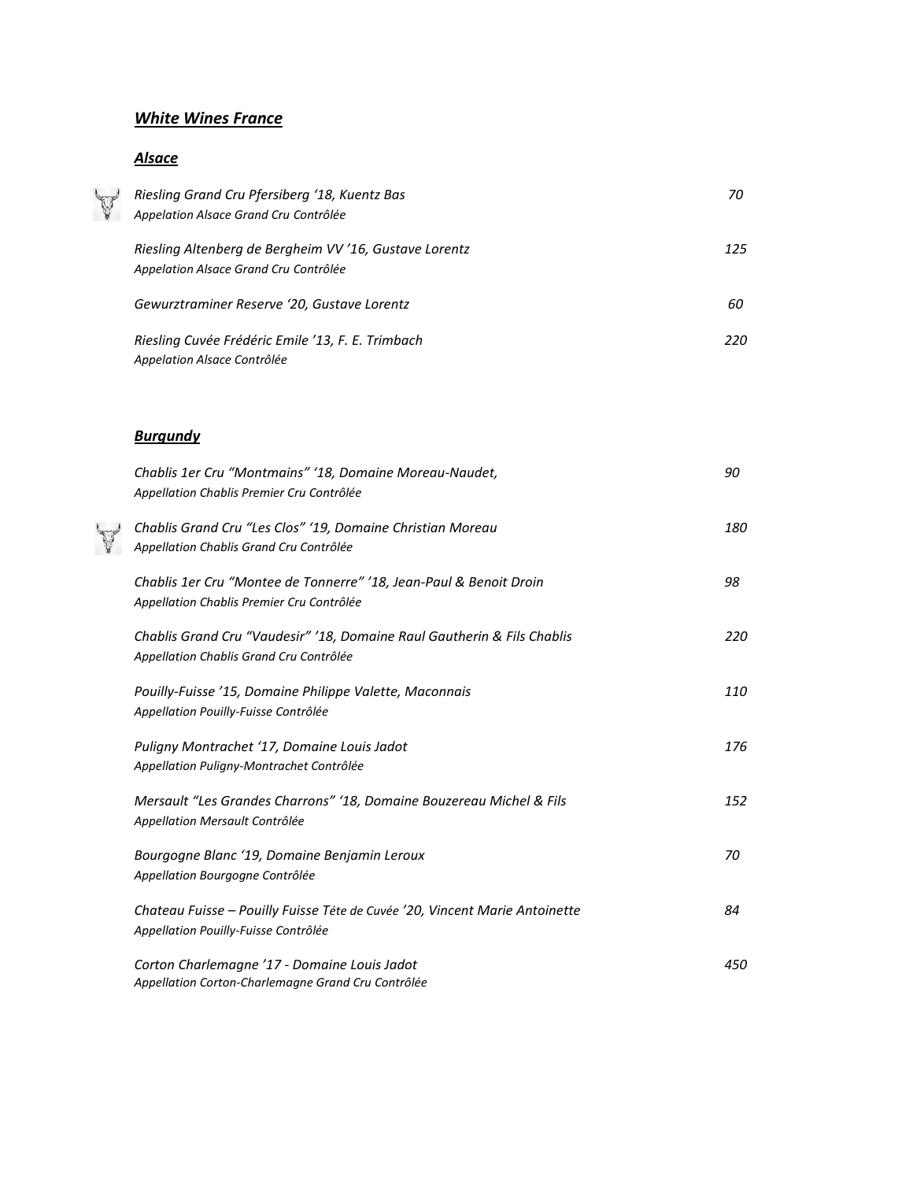## ***White Wines France***

### ***Alsace***

*Riesling Grand Cru Pfersiberg '18, Kuentz Bas* — *70*
*Appelation Alsace Grand Cru Contrôlée*

*Riesling Altenberg de Bergheim VV '16, Gustave Lorentz* — *125*
*Appelation Alsace Grand Cru Contrôlée*

*Gewurztraminer Reserve '20, Gustave Lorentz* — *60*

*Riesling Cuvée Frédéric Emile '13, F. E. Trimbach* — *220*
*Appelation Alsace Contrôlée*

### ***Burgundy***

*Chablis 1er Cru "Montmains" '18, Domaine Moreau-Naudet,* — *90*
*Appellation Chablis Premier Cru Contrôlée*

*Chablis Grand Cru "Les Clos" '19, Domaine Christian Moreau* — *180*
*Appellation Chablis Grand Cru Contrôlée*

*Chablis 1er Cru "Montee de Tonnerre" '18, Jean-Paul & Benoit Droin* — *98*
*Appellation Chablis Premier Cru Contrôlée*

*Chablis Grand Cru "Vaudesir" '18, Domaine Raul Gautherin & Fils Chablis* — *220*
*Appellation Chablis Grand Cru Contrôlée*

*Pouilly-Fuisse '15, Domaine Philippe Valette, Maconnais* — *110*
*Appellation Pouilly-Fuisse Contrôlée*

*Puligny Montrachet '17, Domaine Louis Jadot* — *176*
*Appellation Puligny-Montrachet Contrôlée*

*Mersault "Les Grandes Charrons" '18, Domaine Bouzereau Michel & Fils* — *152*
*Appellation Mersault Contrôlée*

*Bourgogne Blanc '19, Domaine Benjamin Leroux* — *70*
*Appellation Bourgogne Contrôlée*

*Chateau Fuisse – Pouilly Fuisse Téte de Cuvée '20, Vincent Marie Antoinette* — *84*
*Appellation Pouilly-Fuisse Contrôlée*

*Corton Charlemagne '17 - Domaine Louis Jadot* — *450*
*Appellation Corton-Charlemagne Grand Cru Contrôlée*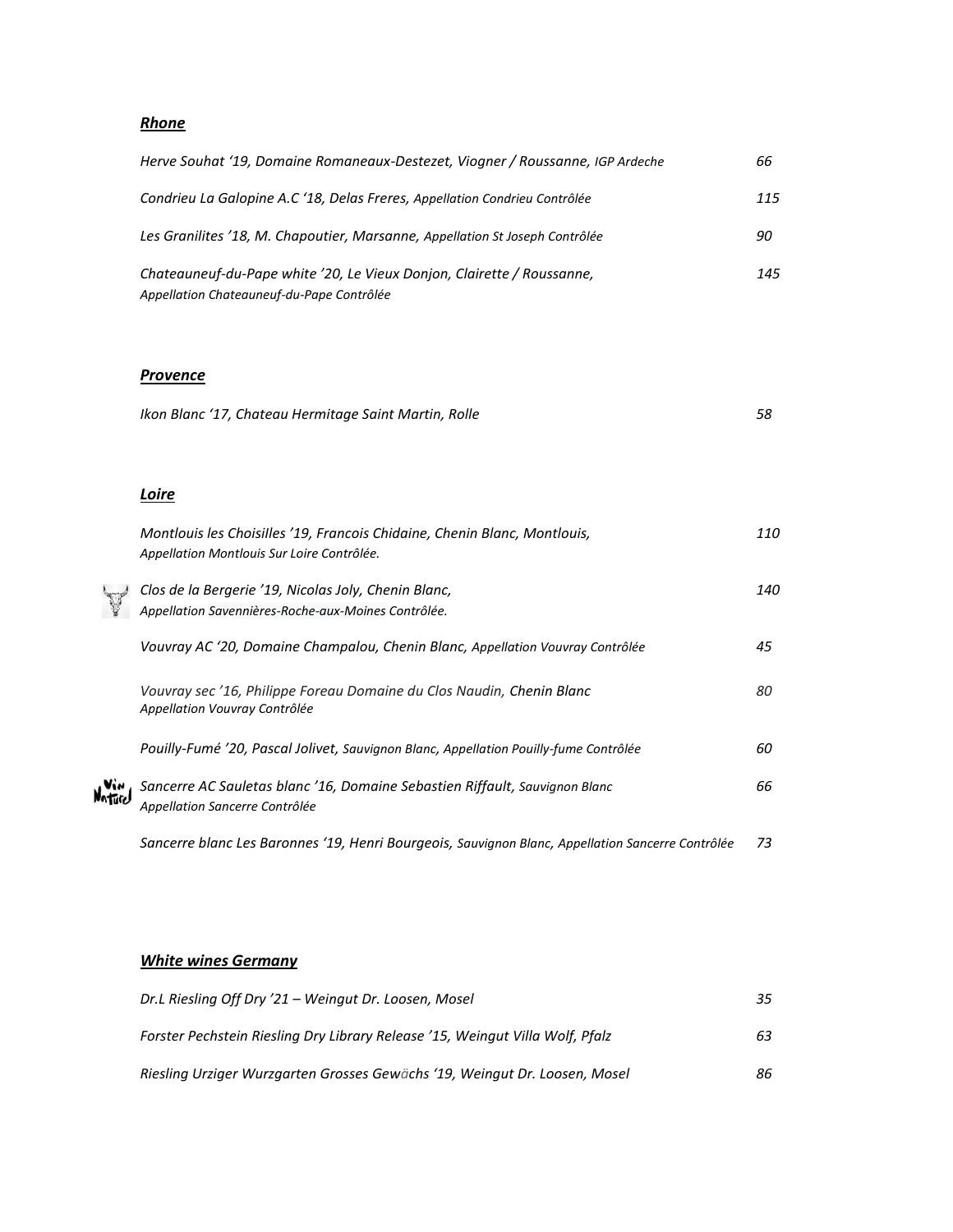## ***Rhone***

*Herve Souhat '19, Domaine Romaneaux-Destezet, Viogner / Roussanne, IGP Ardeche* 66

*Condrieu La Galopine A.C '18, Delas Freres, Appellation Condrieu Contrôlée* 115

*Les Granilites '18, M. Chapoutier, Marsanne, Appellation St Joseph Contrôlée* 90

*Chateauneuf-du-Pape white '20, Le Vieux Donjon, Clairette / Roussanne,*
*Appellation Chateauneuf-du-Pape Contrôlée* 145

## ***Provence***

*Ikon Blanc '17, Chateau Hermitage Saint Martin, Rolle* 58

## ***Loire***

*Montlouis les Choisilles '19, Francois Chidaine, Chenin Blanc, Montlouis,*
*Appellation Montlouis Sur Loire Contrôlée.* 110

*Clos de la Bergerie '19, Nicolas Joly, Chenin Blanc,*
*Appellation Savennières-Roche-aux-Moines Contrôlée.* 140

*Vouvray AC '20, Domaine Champalou, Chenin Blanc, Appellation Vouvray Contrôlée* 45

*Vouvray sec '16, Philippe Foreau Domaine du Clos Naudin, Chenin Blanc*
*Appellation Vouvray Contrôlée* 80

*Pouilly-Fumé '20, Pascal Jolivet, Sauvignon Blanc, Appellation Pouilly-fume Contrôlée* 60

Vin Naturel *Sancerre AC Sauletas blanc '16, Domaine Sebastien Riffault, Sauvignon Blanc*
*Appellation Sancerre Contrôlée* 66

*Sancerre blanc Les Baronnes '19, Henri Bourgeois, Sauvignon Blanc, Appellation Sancerre Contrôlée* 73

## ***White wines Germany***

*Dr.L Riesling Off Dry '21 – Weingut Dr. Loosen, Mosel* 35

*Forster Pechstein Riesling Dry Library Release '15, Weingut Villa Wolf, Pfalz* 63

*Riesling Urziger Wurzgarten Grosses Gewächs '19, Weingut Dr. Loosen, Mosel* 86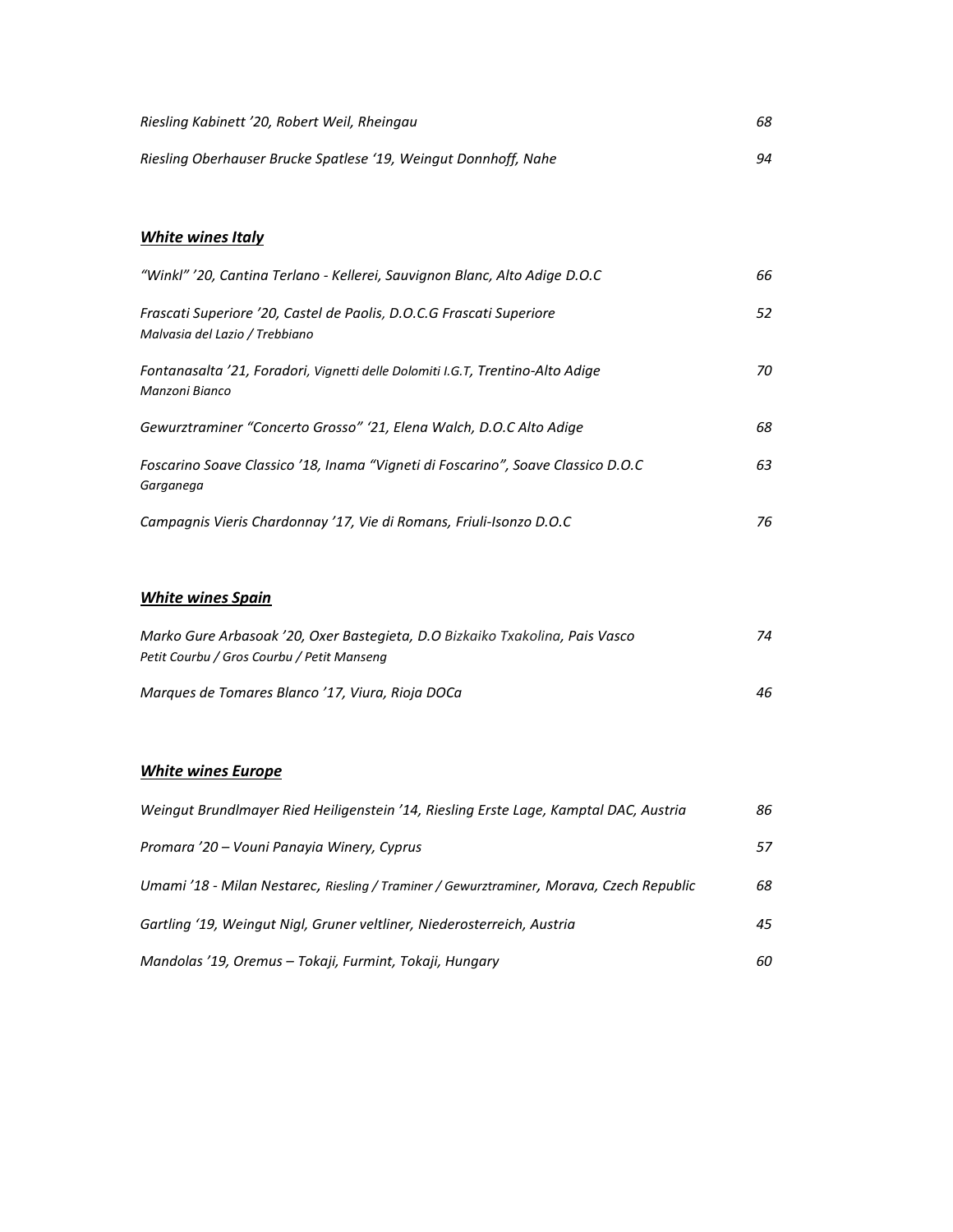*Riesling Kabinett ’20, Robert Weil, Rheingau* 68

*Riesling Oberhauser Brucke Spatlese ‘19, Weingut Donnhoff, Nahe* 94

## ***White wines Italy***

*“Winkl” ’20, Cantina Terlano - Kellerei, Sauvignon Blanc, Alto Adige D.O.C* 66

*Frascati Superiore ’20, Castel de Paolis, D.O.C.G Frascati Superiore* 52
*Malvasia del Lazio / Trebbiano*

*Fontanasalta ’21, Foradori, Vignetti delle Dolomiti I.G.T, Trentino-Alto Adige* 70
*Manzoni Bianco*

*Gewurztraminer “Concerto Grosso” ‘21, Elena Walch, D.O.C Alto Adige* 68

*Foscarino Soave Classico ’18, Inama “Vigneti di Foscarino”, Soave Classico D.O.C* 63
*Garganega*

*Campagnis Vieris Chardonnay ’17, Vie di Romans, Friuli-Isonzo D.O.C* 76

## ***White wines Spain***

*Marko Gure Arbasoak ’20, Oxer Bastegieta, D.O Bizkaiko Txakolina, Pais Vasco* 74
*Petit Courbu / Gros Courbu / Petit Manseng*

*Marques de Tomares Blanco ’17, Viura, Rioja DOCa* 46

## ***White wines Europe***

*Weingut Brundlmayer Ried Heiligenstein ’14, Riesling Erste Lage, Kamptal DAC, Austria* 86

*Promara ’20 – Vouni Panayia Winery, Cyprus* 57

*Umami ’18 - Milan Nestarec, Riesling / Traminer / Gewurztraminer, Morava, Czech Republic* 68

*Gartling ‘19, Weingut Nigl, Gruner veltliner, Niederosterreich, Austria* 45

*Mandolas ’19, Oremus – Tokaji, Furmint, Tokaji, Hungary* 60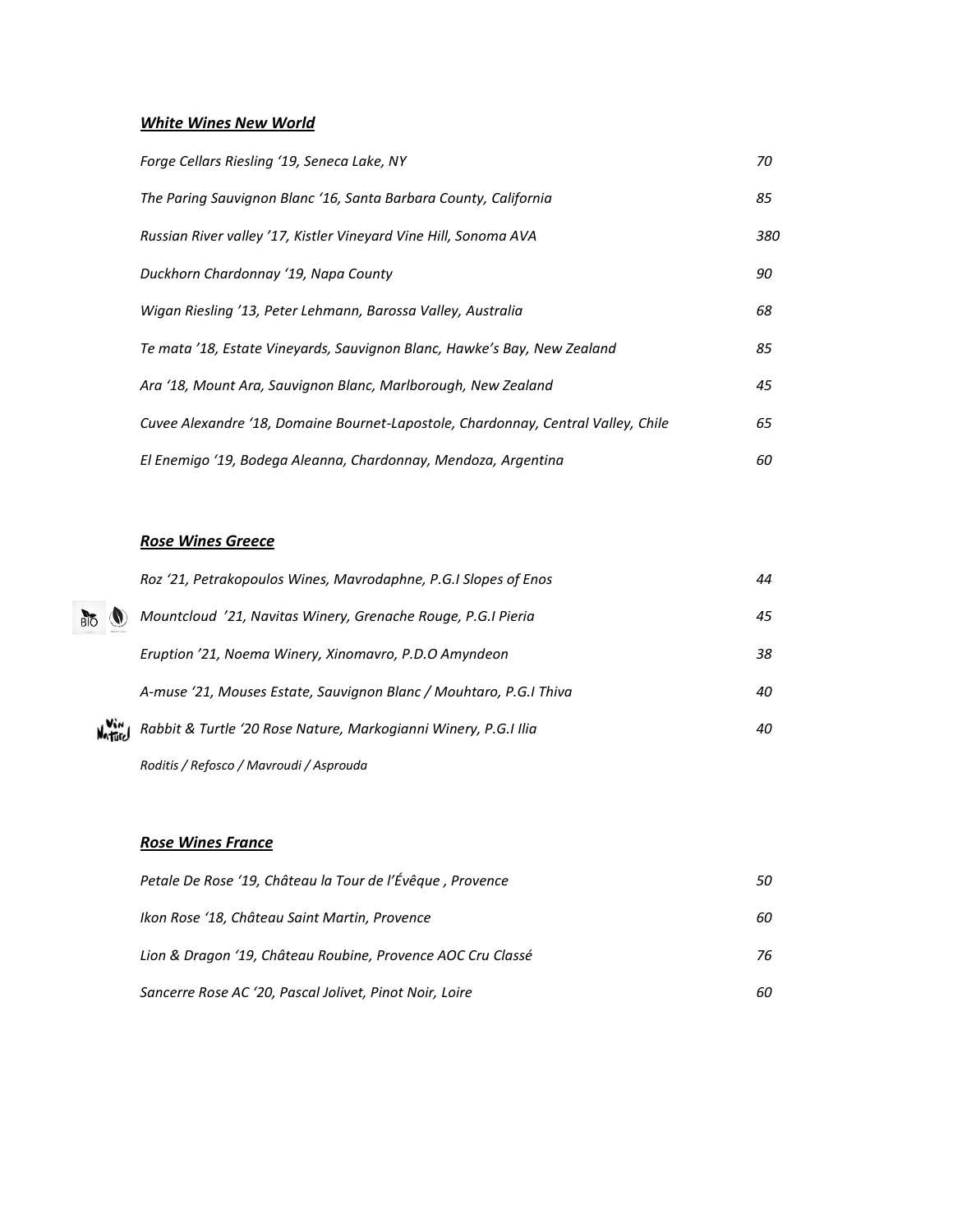***White Wines New World***

| | |
|---|---|
| *Forge Cellars Riesling '19, Seneca Lake, NY* | *70* |
| *The Paring Sauvignon Blanc '16, Santa Barbara County, California* | *85* |
| *Russian River valley '17, Kistler Vineyard Vine Hill, Sonoma AVA* | *380* |
| *Duckhorn Chardonnay '19, Napa County* | *90* |
| *Wigan Riesling '13, Peter Lehmann, Barossa Valley, Australia* | *68* |
| *Te mata '18, Estate Vineyards, Sauvignon Blanc, Hawke's Bay, New Zealand* | *85* |
| *Ara '18, Mount Ara, Sauvignon Blanc, Marlborough, New Zealand* | *45* |
| *Cuvee Alexandre '18, Domaine Bournet-Lapostole, Chardonnay, Central Valley, Chile* | *65* |
| *El Enemigo '19, Bodega Aleanna, Chardonnay, Mendoza, Argentina* | *60* |

***Rose Wines Greece***

| | |
|---|---|
| *Roz '21, Petrakopoulos Wines, Mavrodaphne, P.G.I Slopes of Enos* | *44* |
| BIO *Mountcloud '21, Navitas Winery, Grenache Rouge, P.G.I Pieria* | *45* |
| *Eruption '21, Noema Winery, Xinomavro, P.D.O Amyndeon* | *38* |
| *A-muse '21, Mouses Estate, Sauvignon Blanc / Mouhtaro, P.G.I Thiva* | *40* |
| Vin Naturel *Rabbit & Turtle '20 Rose Nature, Markogianni Winery, P.G.I Ilia* | *40* |
| *Roditis / Refosco / Mavroudi / Asprouda* | |

***Rose Wines France***

| | |
|---|---|
| *Petale De Rose '19, Château la Tour de l'Évêque , Provence* | *50* |
| *Ikon Rose '18, Château Saint Martin, Provence* | *60* |
| *Lion & Dragon '19, Château Roubine, Provence AOC Cru Classé* | *76* |
| *Sancerre Rose AC '20, Pascal Jolivet, Pinot Noir, Loire* | *60* |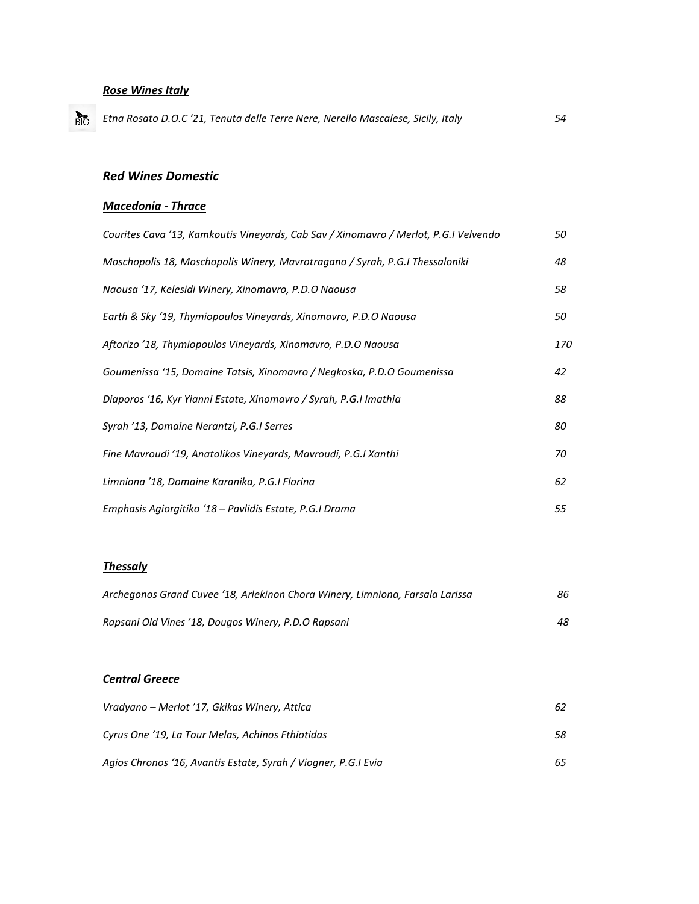### ***Rose Wines Italy***

BIO *Etna Rosato D.O.C '21, Tenuta delle Terre Nere, Nerello Mascalese, Sicily, Italy* 54

## ***Red Wines Domestic***

### ***Macedonia - Thrace***

| | |
|---|---|
| *Courites Cava '13, Kamkoutis Vineyards, Cab Sav / Xinomavro / Merlot, P.G.I Velvendo* | 50 |
| *Moschopolis 18, Moschopolis Winery, Mavrotragano / Syrah, P.G.I Thessaloniki* | 48 |
| *Naousa '17, Kelesidi Winery, Xinomavro, P.D.O Naousa* | 58 |
| *Earth & Sky '19, Thymiopoulos Vineyards, Xinomavro, P.D.O Naousa* | 50 |
| *Aftorizo '18, Thymiopoulos Vineyards, Xinomavro, P.D.O Naousa* | 170 |
| *Goumenissa '15, Domaine Tatsis, Xinomavro / Negkoska, P.D.O Goumenissa* | 42 |
| *Diaporos '16, Kyr Yianni Estate, Xinomavro / Syrah, P.G.I Imathia* | 88 |
| *Syrah '13, Domaine Nerantzi, P.G.I Serres* | 80 |
| *Fine Mavroudi '19, Anatolikos Vineyards, Mavroudi, P.G.I Xanthi* | 70 |
| *Limniona '18, Domaine Karanika, P.G.I Florina* | 62 |
| *Emphasis Agiorgitiko '18 – Pavlidis Estate, P.G.I Drama* | 55 |

### ***Thessaly***

| | |
|---|---|
| *Archegonos Grand Cuvee '18, Arlekinon Chora Winery, Limniona, Farsala Larissa* | 86 |
| *Rapsani Old Vines '18, Dougos Winery, P.D.O Rapsani* | 48 |

### ***Central Greece***

| | |
|---|---|
| *Vradyano – Merlot '17, Gkikas Winery, Attica* | 62 |
| *Cyrus One '19, La Tour Melas, Achinos Fthiotidas* | 58 |
| *Agios Chronos '16, Avantis Estate, Syrah / Viogner, P.G.I Evia* | 65 |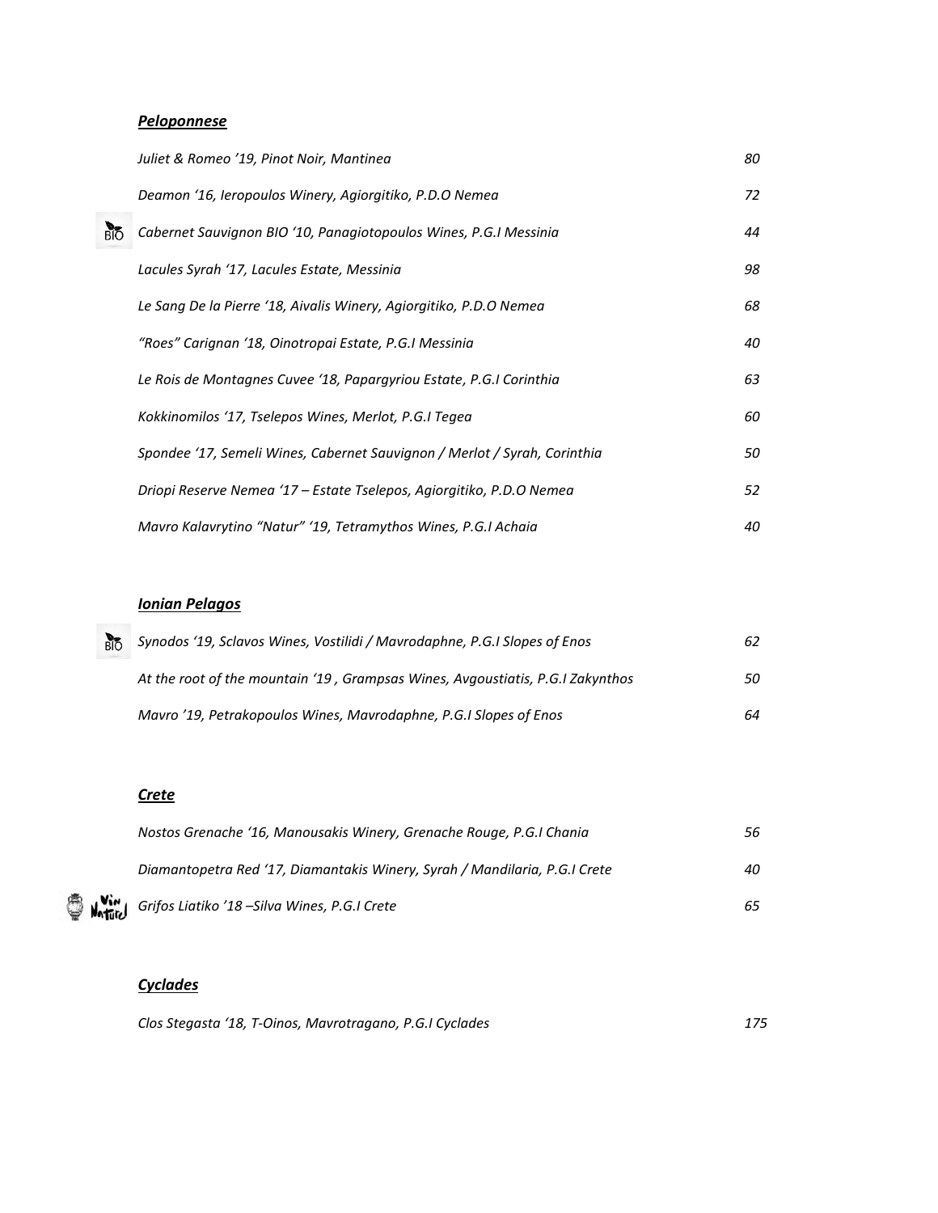***Peloponnese***

| | |
|---|---|
| *Juliet & Romeo '19, Pinot Noir, Mantinea* | *80* |
| *Deamon '16, Ieropoulos Winery, Agiorgitiko, P.D.O Nemea* | *72* |
| BIO *Cabernet Sauvignon BIO '10, Panagiotopoulos Wines, P.G.I Messinia* | *44* |
| *Lacules Syrah '17, Lacules Estate, Messinia* | *98* |
| *Le Sang De la Pierre '18, Aivalis Winery, Agiorgitiko, P.D.O Nemea* | *68* |
| *"Roes" Carignan '18, Oinotropai Estate, P.G.I Messinia* | *40* |
| *Le Rois de Montagnes Cuvee '18, Papargyriou Estate, P.G.I Corinthia* | *63* |
| *Kokkinomilos '17, Tselepos Wines, Merlot, P.G.I Tegea* | *60* |
| *Spondee '17, Semeli Wines, Cabernet Sauvignon / Merlot / Syrah, Corinthia* | *50* |
| *Driopi Reserve Nemea '17 – Estate Tselepos, Agiorgitiko, P.D.O Nemea* | *52* |
| *Mavro Kalavrytino "Natur" '19, Tetramythos Wines, P.G.I Achaia* | *40* |

***Ionian Pelagos***

| | |
|---|---|
| BIO *Synodos '19, Sclavos Wines, Vostilidi / Mavrodaphne, P.G.I Slopes of Enos* | *62* |
| *At the root of the mountain '19 , Grampsas Wines, Avgoustiatis, P.G.I Zakynthos* | *50* |
| *Mavro '19, Petrakopoulos Wines, Mavrodaphne, P.G.I Slopes of Enos* | *64* |

***Crete***

| | |
|---|---|
| *Nostos Grenache '16, Manousakis Winery, Grenache Rouge, P.G.I Chania* | *56* |
| *Diamantopetra Red '17, Diamantakis Winery, Syrah / Mandilaria, P.G.I Crete* | *40* |
| Vin Naturel *Grifos Liatiko '18 –Silva Wines, P.G.I Crete* | *65* |

***Cyclades***

| | |
|---|---|
| *Clos Stegasta '18, T-Oinos, Mavrotragano, P.G.I Cyclades* | *175* |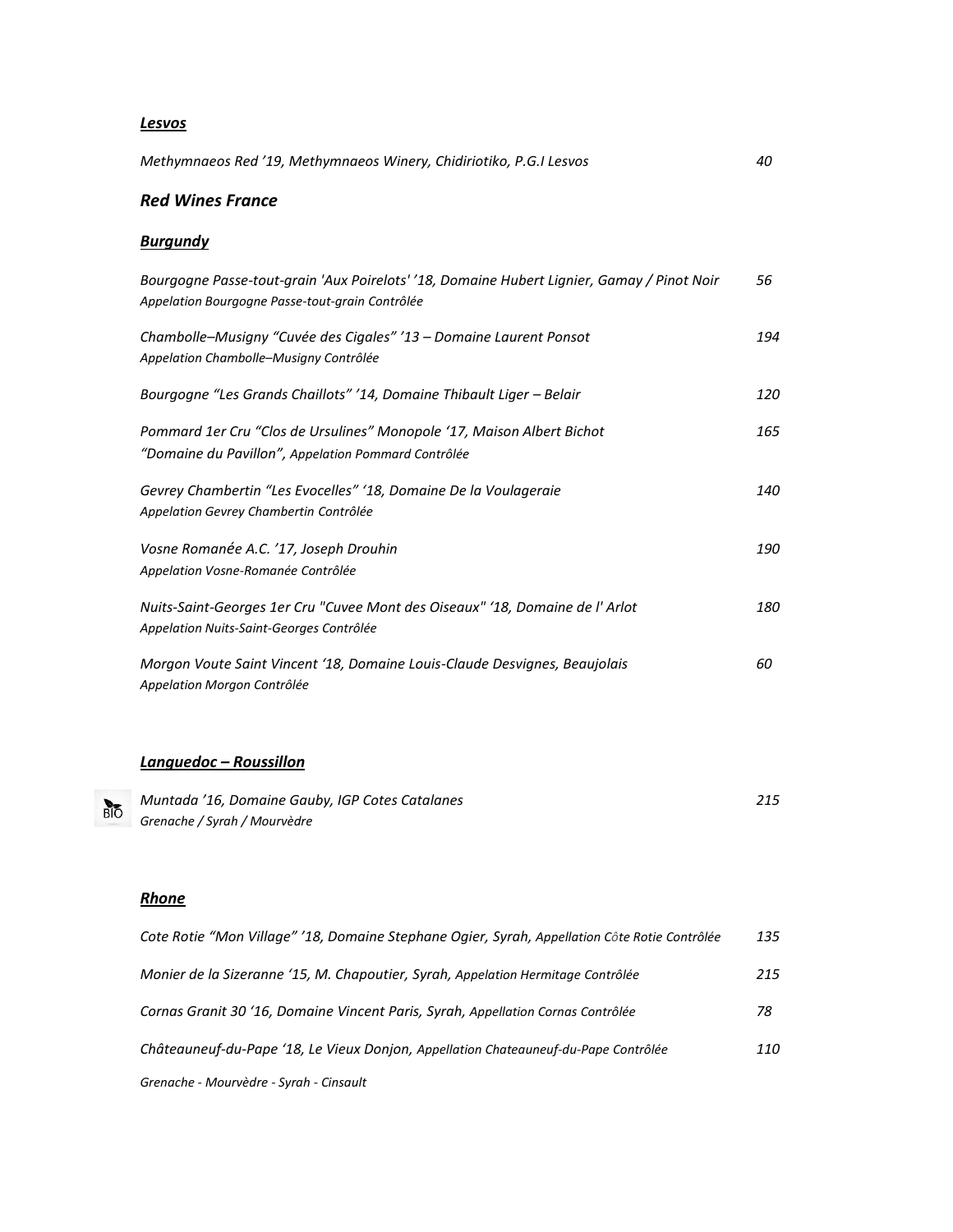### ***Lesvos***

*Methymnaeos Red '19, Methymnaeos Winery, Chidiriotiko, P.G.I Lesvos* — *40*

## ***Red Wines France***

### ***Burgundy***

*Bourgogne Passe-tout-grain 'Aux Poirelots' '18, Domaine Hubert Lignier, Gamay / Pinot Noir* — *56*
*Appelation Bourgogne Passe-tout-grain Contrôlée*

*Chambolle–Musigny "Cuvée des Cigales" '13 – Domaine Laurent Ponsot* — *194*
*Appelation Chambolle–Musigny Contrôlée*

*Bourgogne "Les Grands Chaillots" '14, Domaine Thibault Liger – Belair* — *120*

*Pommard 1er Cru "Clos de Ursulines" Monopole '17, Maison Albert Bichot* — *165*
*"Domaine du Pavillon", Appelation Pommard Contrôlée*

*Gevrey Chambertin "Les Evocelles" '18, Domaine De la Voulageraie* — *140*
*Appelation Gevrey Chambertin Contrôlée*

*Vosne Romanée A.C. '17, Joseph Drouhin* — *190*
*Appelation Vosne-Romanée Contrôlée*

*Nuits-Saint-Georges 1er Cru "Cuvee Mont des Oiseaux" '18, Domaine de l' Arlot* — *180*
*Appelation Nuits-Saint-Georges Contrôlée*

*Morgon Voute Saint Vincent '18, Domaine Louis-Claude Desvignes, Beaujolais* — *60*
*Appelation Morgon Contrôlée*

### ***Languedoc – Roussillon***

BIO *Muntada '16, Domaine Gauby, IGP Cotes Catalanes* — *215*
*Grenache / Syrah / Mourvèdre*

### ***Rhone***

*Cote Rotie "Mon Village" '18, Domaine Stephane Ogier, Syrah, Appellation Côte Rotie Contrôlée* — *135*

*Monier de la Sizeranne '15, M. Chapoutier, Syrah, Appelation Hermitage Contrôlée* — *215*

*Cornas Granit 30 '16, Domaine Vincent Paris, Syrah, Appellation Cornas Contrôlée* — *78*

*Châteauneuf-du-Pape '18, Le Vieux Donjon, Appellation Chateauneuf-du-Pape Contrôlée* — *110*

*Grenache - Mourvèdre - Syrah - Cinsault*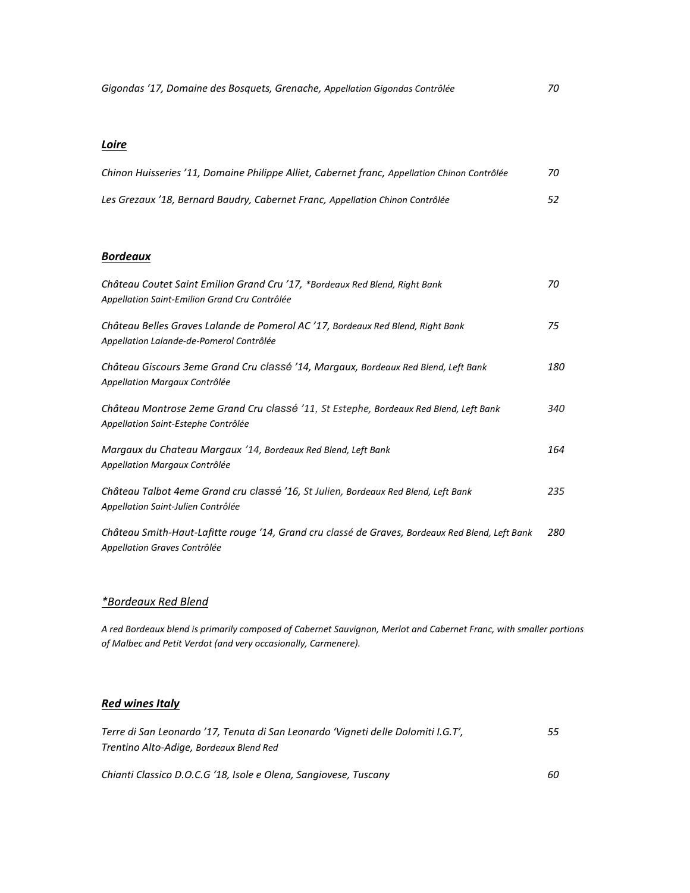*Gigondas '17, Domaine des Bosquets, Grenache, Appellation Gigondas Contrôlée* 70

## ***Loire***

*Chinon Huisseries '11, Domaine Philippe Alliet, Cabernet franc, Appellation Chinon Contrôlée* 70

*Les Grezaux '18, Bernard Baudry, Cabernet Franc, Appellation Chinon Contrôlée* 52

## ***Bordeaux***

*Château Coutet Saint Emilion Grand Cru '17, *Bordeaux Red Blend, Right Bank* 70
*Appellation Saint-Emilion Grand Cru Contrôlée*

*Château Belles Graves Lalande de Pomerol AC '17, Bordeaux Red Blend, Right Bank* 75
*Appellation Lalande-de-Pomerol Contrôlée*

*Château Giscours 3eme Grand Cru classé '14, Margaux, Bordeaux Red Blend, Left Bank* 180
*Appellation Margaux Contrôlée*

*Château Montrose 2eme Grand Cru classé '11, St Estephe, Bordeaux Red Blend, Left Bank* 340
*Appellation Saint-Estephe Contrôlée*

*Margaux du Chateau Margaux '14, Bordeaux Red Blend, Left Bank* 164
*Appellation Margaux Contrôlée*

*Château Talbot 4eme Grand cru classé '16, St Julien, Bordeaux Red Blend, Left Bank* 235
*Appellation Saint-Julien Contrôlée*

*Château Smith-Haut-Lafitte rouge '14, Grand cru classé de Graves, Bordeaux Red Blend, Left Bank* 280
*Appellation Graves Contrôlée*

## **Bordeaux Red Blend*

*A red Bordeaux blend is primarily composed of Cabernet Sauvignon, Merlot and Cabernet Franc, with smaller portions of Malbec and Petit Verdot (and very occasionally, Carmenere).*

## ***Red wines Italy***

*Terre di San Leonardo '17, Tenuta di San Leonardo 'Vigneti delle Dolomiti I.G.T',* 55
*Trentino Alto-Adige, Bordeaux Blend Red*

*Chianti Classico D.O.C.G '18, Isole e Olena, Sangiovese, Tuscany* 60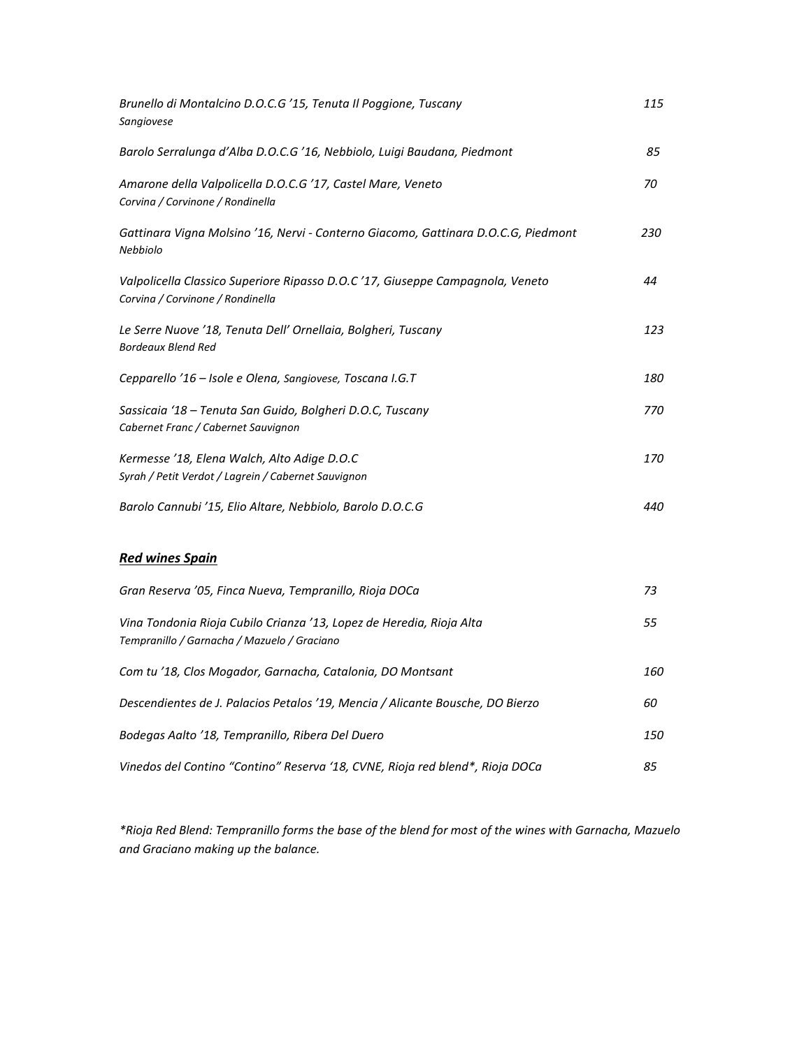| | |
|---|---|
| *Brunello di Montalcino D.O.C.G '15, Tenuta Il Poggione, Tuscany*<br>*Sangiovese* | *115* |
| *Barolo Serralunga d'Alba D.O.C.G '16, Nebbiolo, Luigi Baudana, Piedmont* | *85* |
| *Amarone della Valpolicella D.O.C.G '17, Castel Mare, Veneto*<br>*Corvina / Corvinone / Rondinella* | *70* |
| *Gattinara Vigna Molsino '16, Nervi - Conterno Giacomo, Gattinara D.O.C.G, Piedmont*<br>*Nebbiolo* | *230* |
| *Valpolicella Classico Superiore Ripasso D.O.C '17, Giuseppe Campagnola, Veneto*<br>*Corvina / Corvinone / Rondinella* | *44* |
| *Le Serre Nuove '18, Tenuta Dell' Ornellaia, Bolgheri, Tuscany*<br>*Bordeaux Blend Red* | *123* |
| *Cepparello '16 – Isole e Olena, Sangiovese, Toscana I.G.T* | *180* |
| *Sassicaia '18 – Tenuta San Guido, Bolgheri D.O.C, Tuscany*<br>*Cabernet Franc / Cabernet Sauvignon* | *770* |
| *Kermesse '18, Elena Walch, Alto Adige D.O.C*<br>*Syrah / Petit Verdot / Lagrein / Cabernet Sauvignon* | *170* |
| *Barolo Cannubi '15, Elio Altare, Nebbiolo, Barolo D.O.C.G* | *440* |

## ***Red wines Spain***

| | |
|---|---|
| *Gran Reserva '05, Finca Nueva, Tempranillo, Rioja DOCa* | *73* |
| *Vina Tondonia Rioja Cubilo Crianza '13, Lopez de Heredia, Rioja Alta*<br>*Tempranillo / Garnacha / Mazuelo / Graciano* | *55* |
| *Com tu '18, Clos Mogador, Garnacha, Catalonia, DO Montsant* | *160* |
| *Descendientes de J. Palacios Petalos '19, Mencia / Alicante Bousche, DO Bierzo* | *60* |
| *Bodegas Aalto '18, Tempranillo, Ribera Del Duero* | *150* |
| *Vinedos del Contino "Contino" Reserva '18, CVNE, Rioja red blend*, Rioja DOCa* | *85* |

*\*Rioja Red Blend: Tempranillo forms the base of the blend for most of the wines with Garnacha, Mazuelo and Graciano making up the balance.*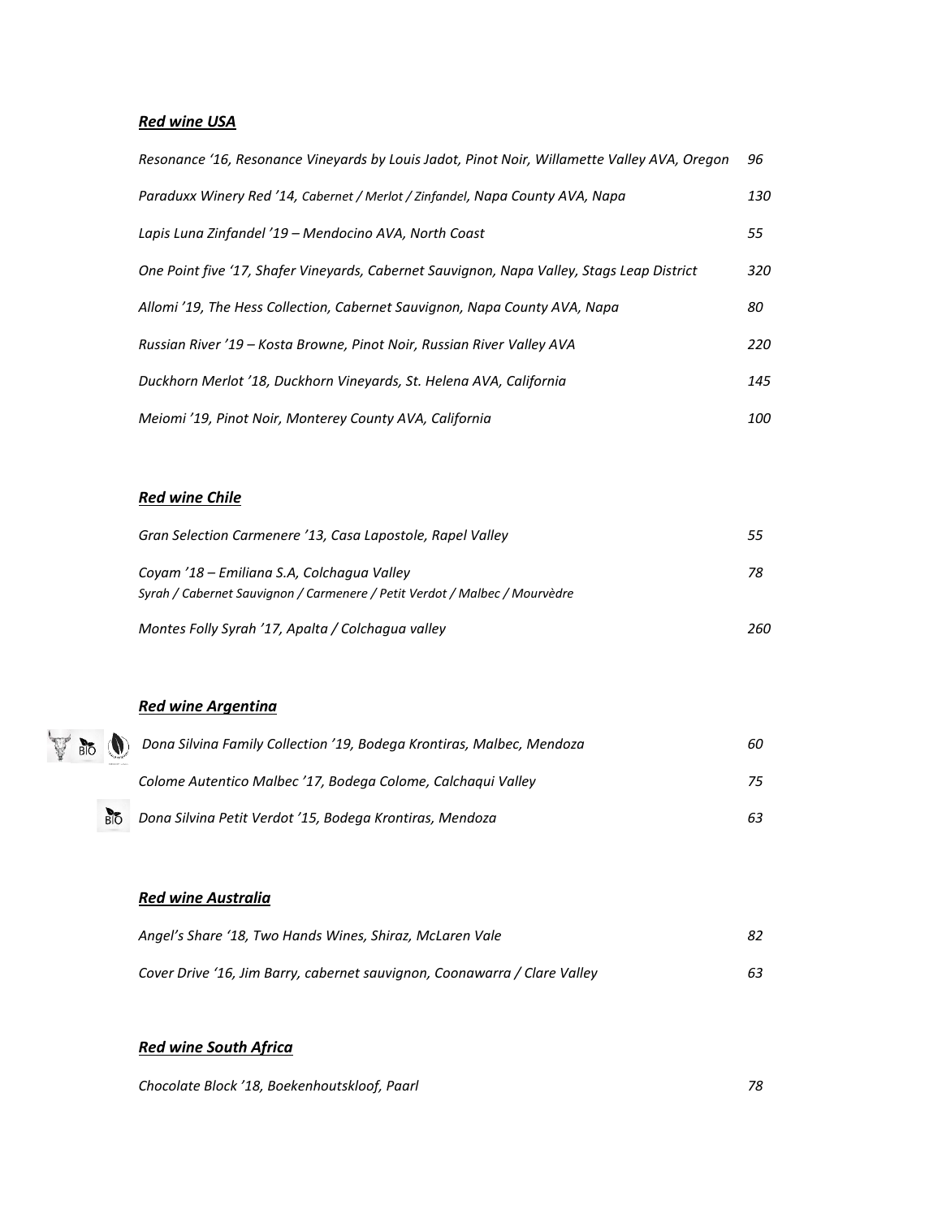***Red wine USA***

| | |
|---|---|
| *Resonance '16, Resonance Vineyards by Louis Jadot, Pinot Noir, Willamette Valley AVA, Oregon* | *96* |
| *Paraduxx Winery Red '14, Cabernet / Merlot / Zinfandel, Napa County AVA, Napa* | *130* |
| *Lapis Luna Zinfandel '19 – Mendocino AVA, North Coast* | *55* |
| *One Point five '17, Shafer Vineyards, Cabernet Sauvignon, Napa Valley, Stags Leap District* | *320* |
| *Allomi '19, The Hess Collection, Cabernet Sauvignon, Napa County AVA, Napa* | *80* |
| *Russian River '19 – Kosta Browne, Pinot Noir, Russian River Valley AVA* | *220* |
| *Duckhorn Merlot '18, Duckhorn Vineyards, St. Helena AVA, California* | *145* |
| *Meiomi '19, Pinot Noir, Monterey County AVA, California* | *100* |

***Red wine Chile***

| | |
|---|---|
| *Gran Selection Carmenere '13, Casa Lapostole, Rapel Valley* | *55* |
| *Coyam '18 – Emiliana S.A, Colchagua Valley*<br>*Syrah / Cabernet Sauvignon / Carmenere / Petit Verdot / Malbec / Mourvèdre* | *78* |
| *Montes Folly Syrah '17, Apalta / Colchagua valley* | *260* |

***Red wine Argentina***

| | |
|---|---|
| BIO *Dona Silvina Family Collection '19, Bodega Krontiras, Malbec, Mendoza* | *60* |
| *Colome Autentico Malbec '17, Bodega Colome, Calchaqui Valley* | *75* |
| BIO *Dona Silvina Petit Verdot '15, Bodega Krontiras, Mendoza* | *63* |

***Red wine Australia***

| | |
|---|---|
| *Angel's Share '18, Two Hands Wines, Shiraz, McLaren Vale* | *82* |
| *Cover Drive '16, Jim Barry, cabernet sauvignon, Coonawarra / Clare Valley* | *63* |

***Red wine South Africa***

| | |
|---|---|
| *Chocolate Block '18, Boekenhoutskloof, Paarl* | *78* |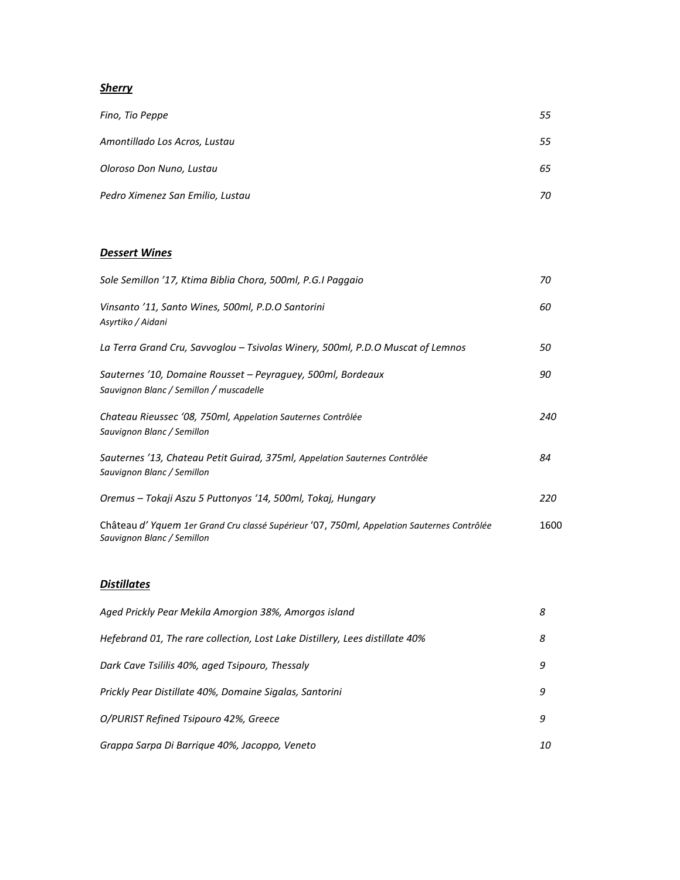## ***Sherry***

| | |
|---|---|
| *Fino, Tio Peppe* | *55* |
| *Amontillado Los Acros, Lustau* | *55* |
| *Oloroso Don Nuno, Lustau* | *65* |
| *Pedro Ximenez San Emilio, Lustau* | *70* |

## ***Dessert Wines***

| | |
|---|---|
| *Sole Semillon '17, Ktima Biblia Chora, 500ml, P.G.I Paggaio* | *70* |
| *Vinsanto '11, Santo Wines, 500ml, P.D.O Santorini*<br>*Asyrtiko / Aidani* | *60* |
| *La Terra Grand Cru, Savvoglou – Tsivolas Winery, 500ml, P.D.O Muscat of Lemnos* | *50* |
| *Sauternes '10, Domaine Rousset – Peyraguey, 500ml, Bordeaux*<br>*Sauvignon Blanc / Semillon / muscadelle* | *90* |
| *Chateau Rieussec '08, 750ml, Appelation Sauternes Contrôlée*<br>*Sauvignon Blanc / Semillon* | *240* |
| *Sauternes '13, Chateau Petit Guirad, 375ml, Appelation Sauternes Contrôlée*<br>*Sauvignon Blanc / Semillon* | *84* |
| *Oremus – Tokaji Aszu 5 Puttonyos '14, 500ml, Tokaj, Hungary* | *220* |
| Château *d' Yquem 1er Grand Cru classé Supérieur* '07, *750ml, Appelation Sauternes Contrôlée*<br>*Sauvignon Blanc / Semillon* | 1600 |

## ***Distillates***

| | |
|---|---|
| *Aged Prickly Pear Mekila Amorgion 38%, Amorgos island* | *8* |
| *Hefebrand 01, The rare collection, Lost Lake Distillery, Lees distillate 40%* | *8* |
| *Dark Cave Tsililis 40%, aged Tsipouro, Thessaly* | *9* |
| *Prickly Pear Distillate 40%, Domaine Sigalas, Santorini* | *9* |
| *O/PURIST Refined Tsipouro 42%, Greece* | *9* |
| *Grappa Sarpa Di Barrique 40%, Jacoppo, Veneto* | *10* |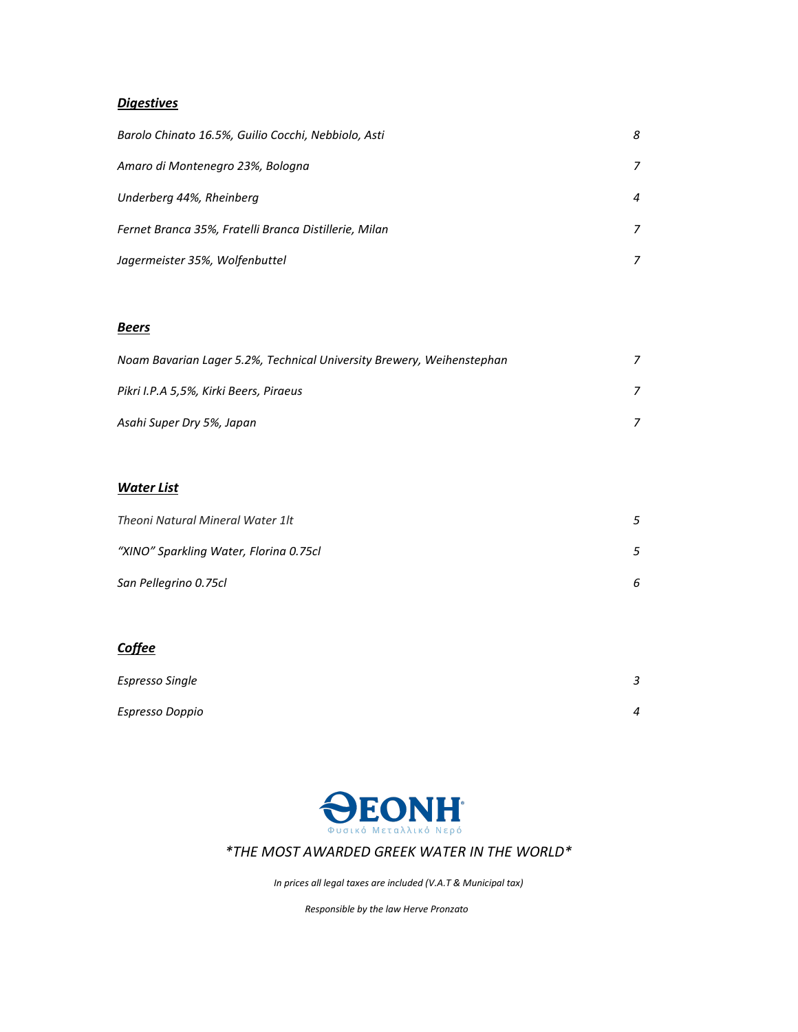## ***Digestives***

| | |
|---|---|
| *Barolo Chinato 16.5%, Guilio Cocchi, Nebbiolo, Asti* | *8* |
| *Amaro di Montenegro 23%, Bologna* | *7* |
| *Underberg 44%, Rheinberg* | *4* |
| *Fernet Branca 35%, Fratelli Branca Distillerie, Milan* | *7* |
| *Jagermeister 35%, Wolfenbuttel* | *7* |

## ***Beers***

| | |
|---|---|
| *Noam Bavarian Lager 5.2%, Technical University Brewery, Weihenstephan* | *7* |
| *Pikri I.P.A 5,5%, Kirki Beers, Piraeus* | *7* |
| *Asahi Super Dry 5%, Japan* | *7* |

## ***Water List***

| | |
|---|---|
| *Theoni Natural Mineral Water 1lt* | *5* |
| *"XINO" Sparkling Water, Florina 0.75cl* | *5* |
| *San Pellegrino 0.75cl* | *6* |

## ***Coffee***

| | |
|---|---|
| *Espresso Single* | *3* |
| *Espresso Doppio* | *4* |

ΘΕΟΝΗ

Φυσικό Μεταλλικό Νερό

*\*THE MOST AWARDED GREEK WATER IN THE WORLD\**

*In prices all legal taxes are included (V.A.T & Municipal tax)*

*Responsible by the law Herve Pronzato*